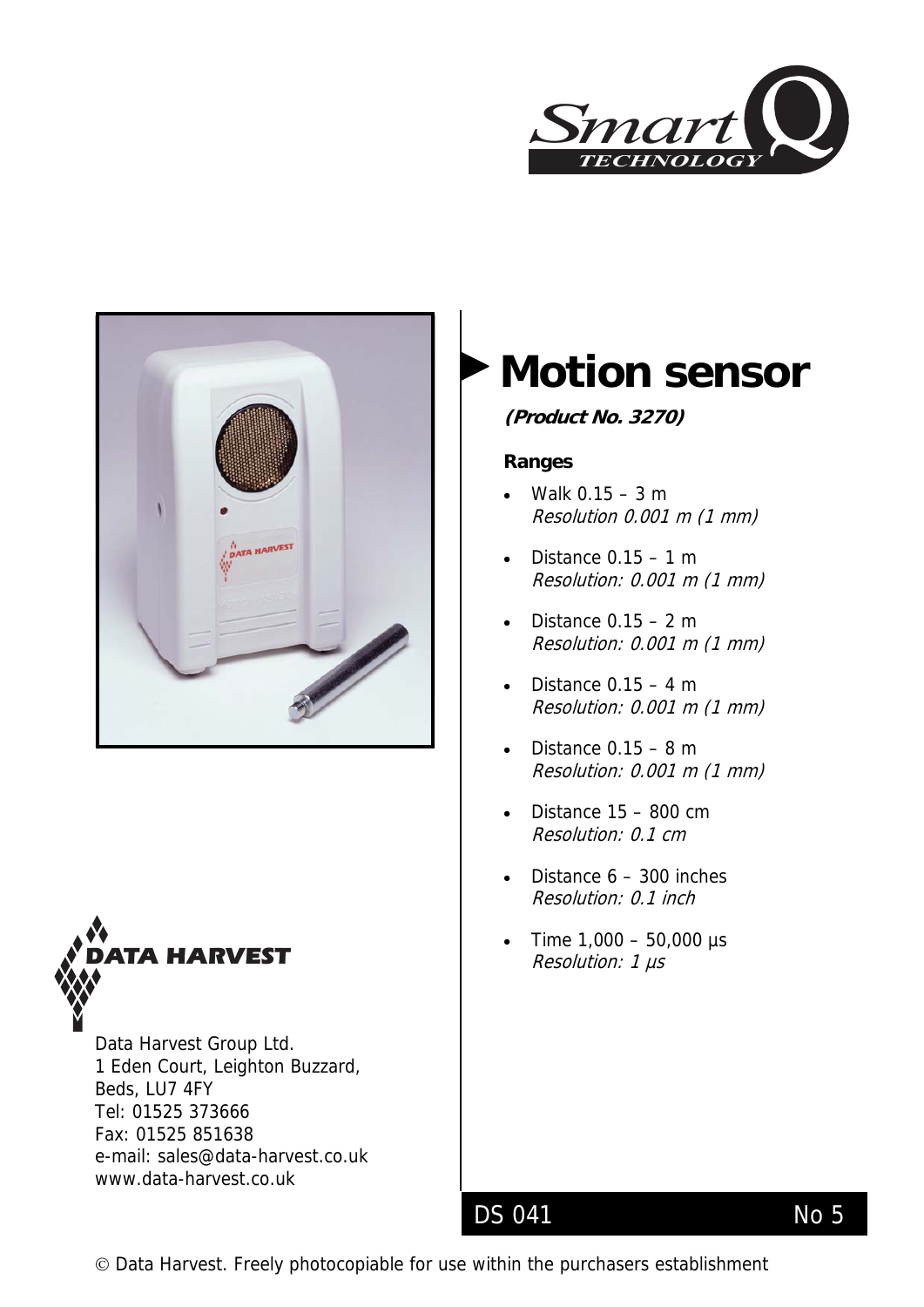# Motion sensor

***(Product No. 3270)***

**Ranges**

- Walk 0.15 – 3 m
  *Resolution 0.001 m (1 mm)*
- Distance 0.15 – 1 m
  *Resolution: 0.001 m (1 mm)*
- Distance 0.15 – 2 m
  *Resolution: 0.001 m (1 mm)*
- Distance 0.15 – 4 m
  *Resolution: 0.001 m (1 mm)*
- Distance 0.15 – 8 m
  *Resolution: 0.001 m (1 mm)*
- Distance 15 – 800 cm
  *Resolution: 0.1 cm*
- Distance 6 – 300 inches
  *Resolution: 0.1 inch*
- Time 1,000 – 50,000 µs
  *Resolution: 1 µs*

DATA HARVEST

Data Harvest Group Ltd.
1 Eden Court, Leighton Buzzard,
Beds, LU7 4FY
Tel: 01525 373666
Fax: 01525 851638
e-mail: sales@data-harvest.co.uk
www.data-harvest.co.uk

DS 041 No 5

© Data Harvest. Freely photocopiable for use within the purchasers establishment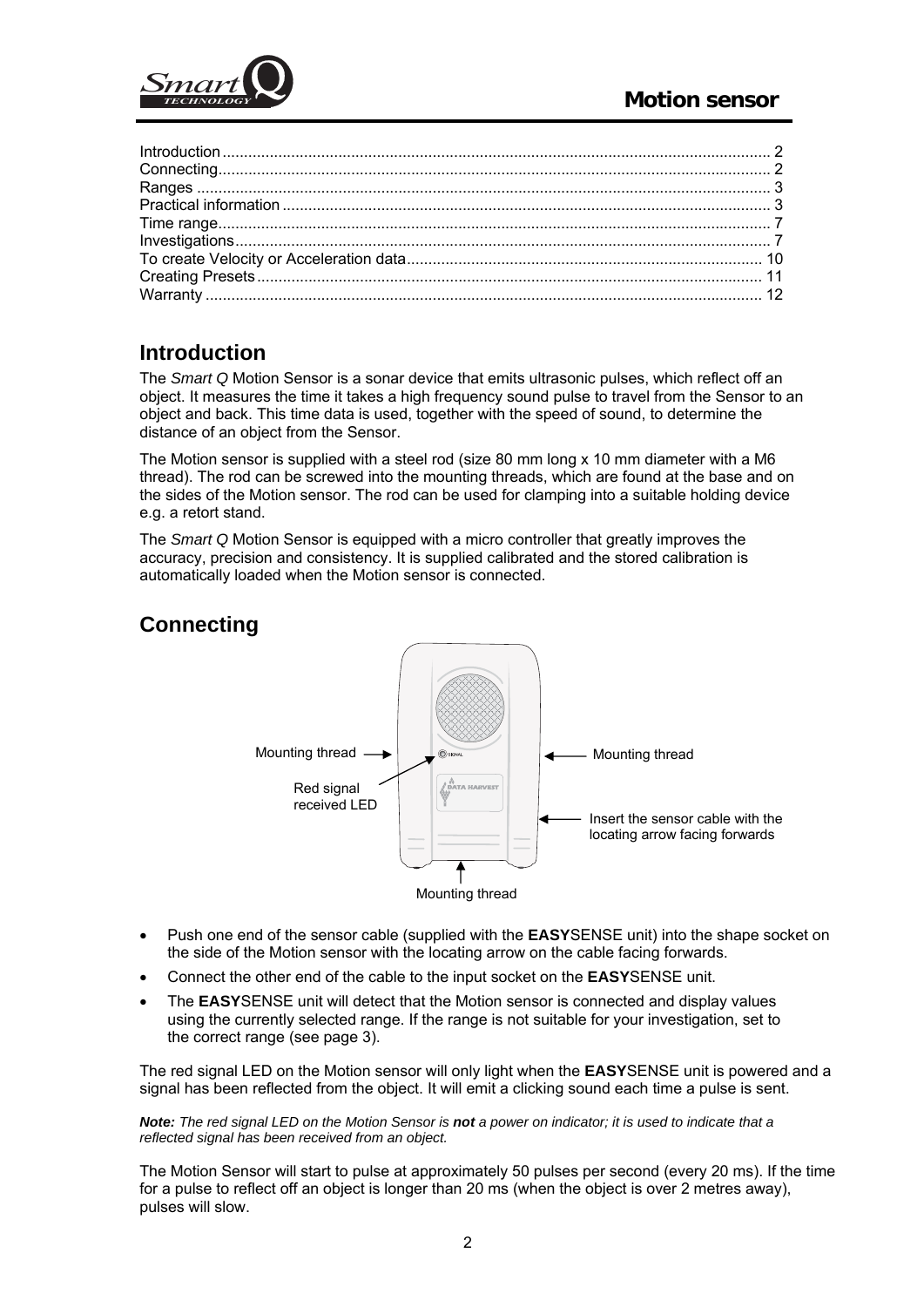# Motion sensor

Introduction .............................................................................................................................. 2
Connecting................................................................................................................................ 2
Ranges ..................................................................................................................................... 3
Practical information ................................................................................................................ 3
Time range................................................................................................................................ 7
Investigations............................................................................................................................ 7
To create Velocity or Acceleration data.................................................................................. 10
Creating Presets ..................................................................................................................... 11
Warranty ................................................................................................................................. 12

## Introduction

The *Smart Q* Motion Sensor is a sonar device that emits ultrasonic pulses, which reflect off an object. It measures the time it takes a high frequency sound pulse to travel from the Sensor to an object and back. This time data is used, together with the speed of sound, to determine the distance of an object from the Sensor.

The Motion sensor is supplied with a steel rod (size 80 mm long x 10 mm diameter with a M6 thread). The rod can be screwed into the mounting threads, which are found at the base and on the sides of the Motion sensor. The rod can be used for clamping into a suitable holding device e.g. a retort stand.

The *Smart Q* Motion Sensor is equipped with a micro controller that greatly improves the accuracy, precision and consistency. It is supplied calibrated and the stored calibration is automatically loaded when the Motion sensor is connected.

## Connecting

Mounting thread

Red signal received LED

Mounting thread

Insert the sensor cable with the locating arrow facing forwards

Mounting thread

- Push one end of the sensor cable (supplied with the **EASY**SENSE unit) into the shape socket on the side of the Motion sensor with the locating arrow on the cable facing forwards.
- Connect the other end of the cable to the input socket on the **EASY**SENSE unit.
- The **EASY**SENSE unit will detect that the Motion sensor is connected and display values using the currently selected range. If the range is not suitable for your investigation, set to the correct range (see page 3).

The red signal LED on the Motion sensor will only light when the **EASY**SENSE unit is powered and a signal has been reflected from the object. It will emit a clicking sound each time a pulse is sent.

***Note:*** *The red signal LED on the Motion Sensor is* ***not*** *a power on indicator; it is used to indicate that a reflected signal has been received from an object.*

The Motion Sensor will start to pulse at approximately 50 pulses per second (every 20 ms). If the time for a pulse to reflect off an object is longer than 20 ms (when the object is over 2 metres away), pulses will slow.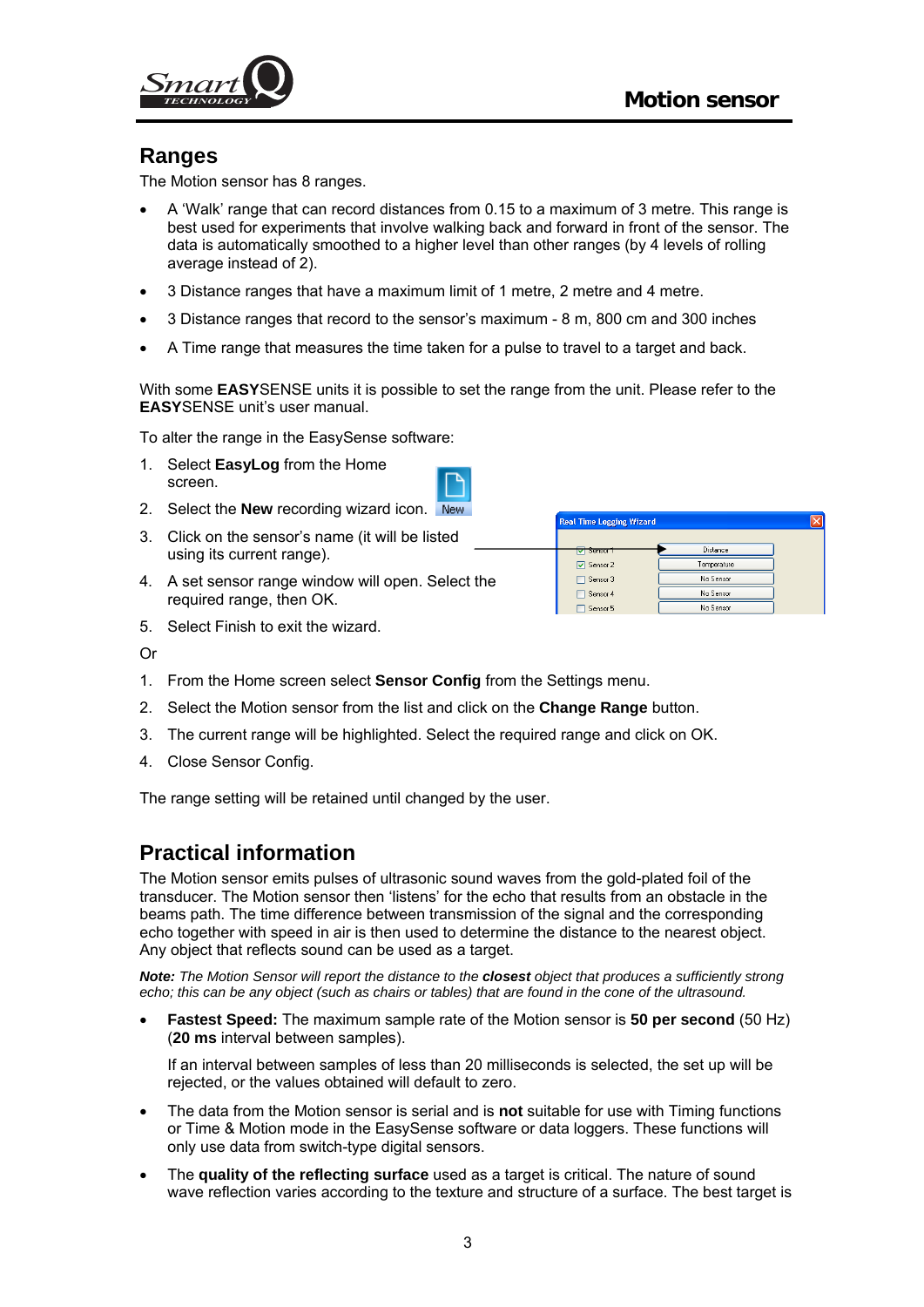## Ranges

The Motion sensor has 8 ranges.

- A 'Walk' range that can record distances from 0.15 to a maximum of 3 metre. This range is best used for experiments that involve walking back and forward in front of the sensor. The data is automatically smoothed to a higher level than other ranges (by 4 levels of rolling average instead of 2).
- 3 Distance ranges that have a maximum limit of 1 metre, 2 metre and 4 metre.
- 3 Distance ranges that record to the sensor's maximum - 8 m, 800 cm and 300 inches
- A Time range that measures the time taken for a pulse to travel to a target and back.

With some **EASY**SENSE units it is possible to set the range from the unit. Please refer to the **EASY**SENSE unit's user manual.

To alter the range in the EasySense software:

1. Select **EasyLog** from the Home screen.
2. Select the **New** recording wizard icon.
3. Click on the sensor's name (it will be listed using its current range).
4. A set sensor range window will open. Select the required range, then OK.
5. Select Finish to exit the wizard.

Or

1. From the Home screen select **Sensor Config** from the Settings menu.
2. Select the Motion sensor from the list and click on the **Change Range** button.
3. The current range will be highlighted. Select the required range and click on OK.
4. Close Sensor Config.

The range setting will be retained until changed by the user.

## Practical information

The Motion sensor emits pulses of ultrasonic sound waves from the gold-plated foil of the transducer. The Motion sensor then 'listens' for the echo that results from an obstacle in the beams path. The time difference between transmission of the signal and the corresponding echo together with speed in air is then used to determine the distance to the nearest object. Any object that reflects sound can be used as a target.

***Note:*** *The Motion Sensor will report the distance to the* ***closest*** *object that produces a sufficiently strong echo; this can be any object (such as chairs or tables) that are found in the cone of the ultrasound.*

- **Fastest Speed:** The maximum sample rate of the Motion sensor is **50 per second** (50 Hz) (**20 ms** interval between samples).

  If an interval between samples of less than 20 milliseconds is selected, the set up will be rejected, or the values obtained will default to zero.

- The data from the Motion sensor is serial and is **not** suitable for use with Timing functions or Time & Motion mode in the EasySense software or data loggers. These functions will only use data from switch-type digital sensors.
- The **quality of the reflecting surface** used as a target is critical. The nature of sound wave reflection varies according to the texture and structure of a surface. The best target is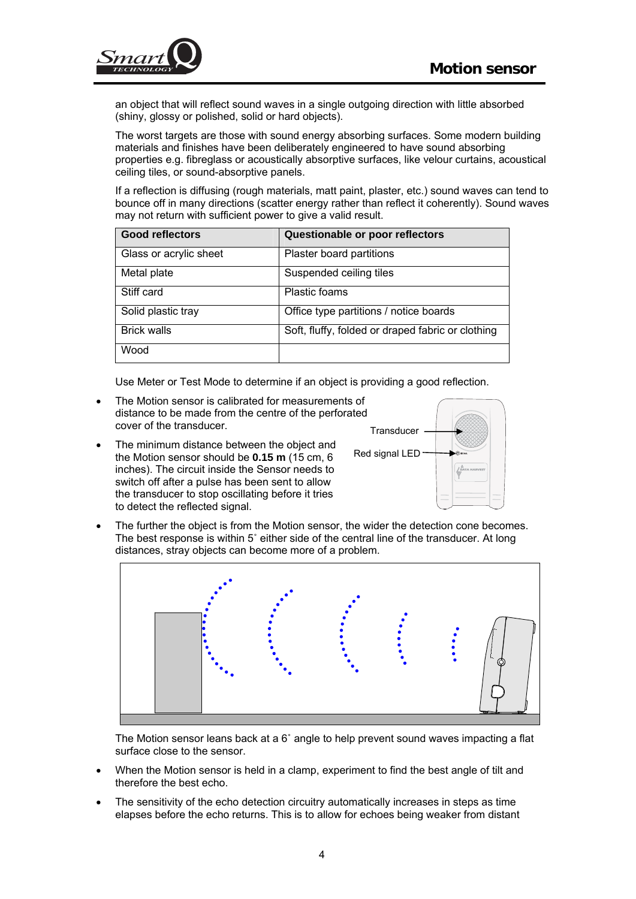an object that will reflect sound waves in a single outgoing direction with little absorbed (shiny, glossy or polished, solid or hard objects).

The worst targets are those with sound energy absorbing surfaces. Some modern building materials and finishes have been deliberately engineered to have sound absorbing properties e.g. fibreglass or acoustically absorptive surfaces, like velour curtains, acoustical ceiling tiles, or sound-absorptive panels.

If a reflection is diffusing (rough materials, matt paint, plaster, etc.) sound waves can tend to bounce off in many directions (scatter energy rather than reflect it coherently). Sound waves may not return with sufficient power to give a valid result.

| Good reflectors | Questionable or poor reflectors |
|---|---|
| Glass or acrylic sheet | Plaster board partitions |
| Metal plate | Suspended ceiling tiles |
| Stiff card | Plastic foams |
| Solid plastic tray | Office type partitions / notice boards |
| Brick walls | Soft, fluffy, folded or draped fabric or clothing |
| Wood | |

Use Meter or Test Mode to determine if an object is providing a good reflection.

- The Motion sensor is calibrated for measurements of distance to be made from the centre of the perforated cover of the transducer.
- The minimum distance between the object and the Motion sensor should be **0.15 m** (15 cm, 6 inches). The circuit inside the Sensor needs to switch off after a pulse has been sent to allow the transducer to stop oscillating before it tries to detect the reflected signal.

Transducer

Red signal LED

- The further the object is from the Motion sensor, the wider the detection cone becomes. The best response is within 5˚ either side of the central line of the transducer. At long distances, stray objects can become more of a problem.

The Motion sensor leans back at a 6˚ angle to help prevent sound waves impacting a flat surface close to the sensor.

- When the Motion sensor is held in a clamp, experiment to find the best angle of tilt and therefore the best echo.
- The sensitivity of the echo detection circuitry automatically increases in steps as time elapses before the echo returns. This is to allow for echoes being weaker from distant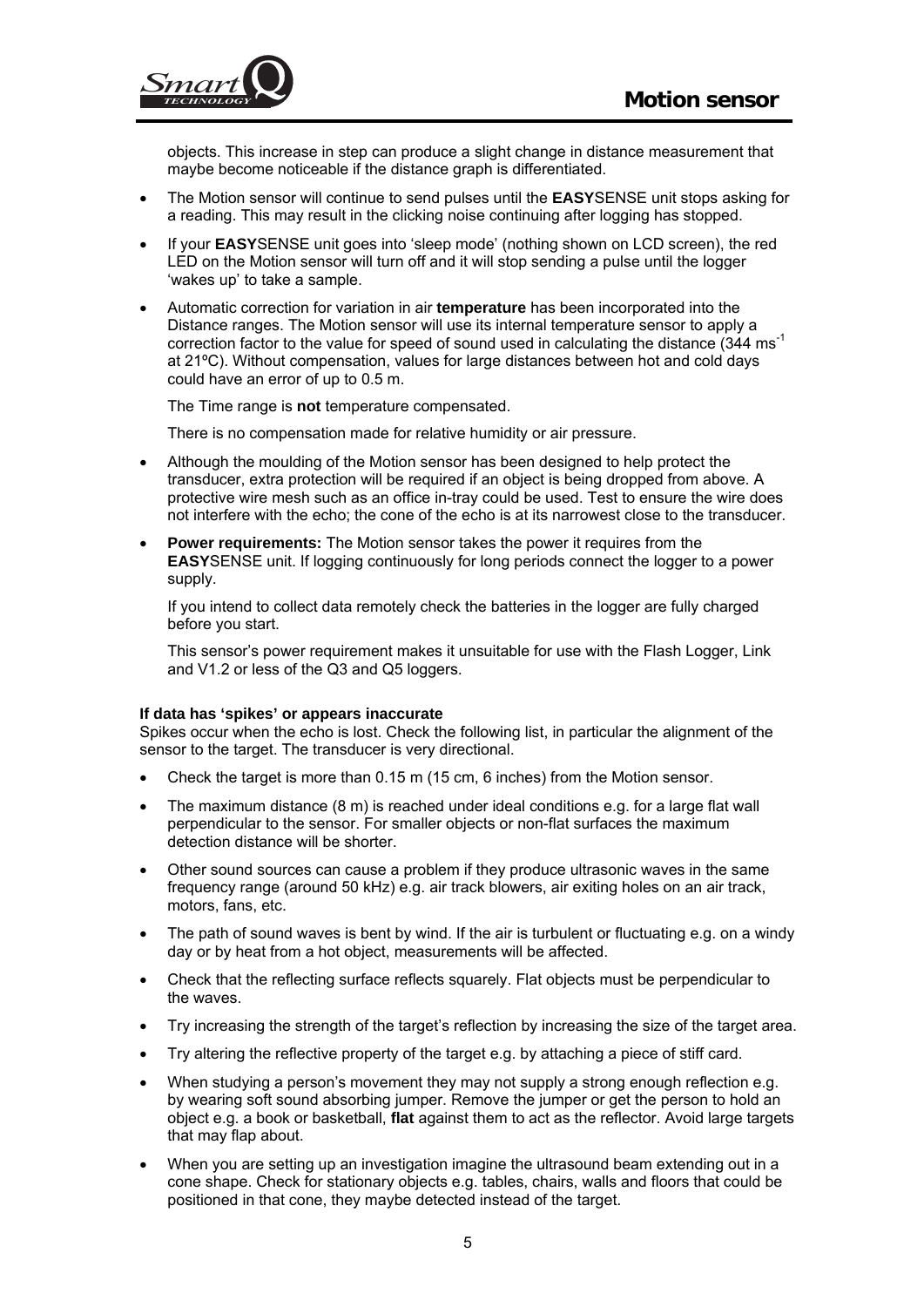objects. This increase in step can produce a slight change in distance measurement that maybe become noticeable if the distance graph is differentiated.

- The Motion sensor will continue to send pulses until the **EASY**SENSE unit stops asking for a reading. This may result in the clicking noise continuing after logging has stopped.
- If your **EASY**SENSE unit goes into 'sleep mode' (nothing shown on LCD screen), the red LED on the Motion sensor will turn off and it will stop sending a pulse until the logger 'wakes up' to take a sample.
- Automatic correction for variation in air **temperature** has been incorporated into the Distance ranges. The Motion sensor will use its internal temperature sensor to apply a correction factor to the value for speed of sound used in calculating the distance (344 $ms^{-1}$ at 21ºC). Without compensation, values for large distances between hot and cold days could have an error of up to 0.5 m.

  The Time range is **not** temperature compensated.

  There is no compensation made for relative humidity or air pressure.

- Although the moulding of the Motion sensor has been designed to help protect the transducer, extra protection will be required if an object is being dropped from above. A protective wire mesh such as an office in-tray could be used. Test to ensure the wire does not interfere with the echo; the cone of the echo is at its narrowest close to the transducer.
- **Power requirements:** The Motion sensor takes the power it requires from the **EASY**SENSE unit. If logging continuously for long periods connect the logger to a power supply.

  If you intend to collect data remotely check the batteries in the logger are fully charged before you start.

  This sensor's power requirement makes it unsuitable for use with the Flash Logger, Link and V1.2 or less of the Q3 and Q5 loggers.

**If data has 'spikes' or appears inaccurate**

Spikes occur when the echo is lost. Check the following list, in particular the alignment of the sensor to the target. The transducer is very directional.

- Check the target is more than 0.15 m (15 cm, 6 inches) from the Motion sensor.
- The maximum distance (8 m) is reached under ideal conditions e.g. for a large flat wall perpendicular to the sensor. For smaller objects or non-flat surfaces the maximum detection distance will be shorter.
- Other sound sources can cause a problem if they produce ultrasonic waves in the same frequency range (around 50 kHz) e.g. air track blowers, air exiting holes on an air track, motors, fans, etc.
- The path of sound waves is bent by wind. If the air is turbulent or fluctuating e.g. on a windy day or by heat from a hot object, measurements will be affected.
- Check that the reflecting surface reflects squarely. Flat objects must be perpendicular to the waves.
- Try increasing the strength of the target's reflection by increasing the size of the target area.
- Try altering the reflective property of the target e.g. by attaching a piece of stiff card.
- When studying a person's movement they may not supply a strong enough reflection e.g. by wearing soft sound absorbing jumper. Remove the jumper or get the person to hold an object e.g. a book or basketball, **flat** against them to act as the reflector. Avoid large targets that may flap about.
- When you are setting up an investigation imagine the ultrasound beam extending out in a cone shape. Check for stationary objects e.g. tables, chairs, walls and floors that could be positioned in that cone, they maybe detected instead of the target.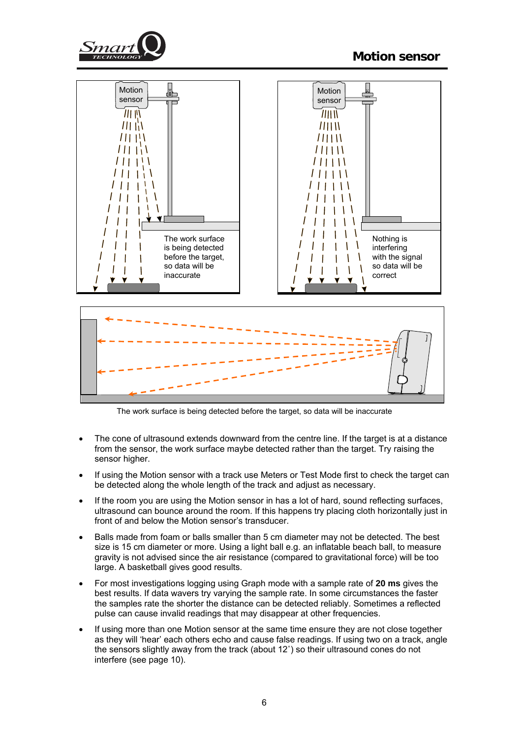The work surface is being detected before the target, so data will be inaccurate

Nothing is interfering with the signal so data will be correct

The work surface is being detected before the target, so data will be inaccurate

- The cone of ultrasound extends downward from the centre line. If the target is at a distance from the sensor, the work surface maybe detected rather than the target. Try raising the sensor higher.
- If using the Motion sensor with a track use Meters or Test Mode first to check the target can be detected along the whole length of the track and adjust as necessary.
- If the room you are using the Motion sensor in has a lot of hard, sound reflecting surfaces, ultrasound can bounce around the room. If this happens try placing cloth horizontally just in front of and below the Motion sensor's transducer.
- Balls made from foam or balls smaller than 5 cm diameter may not be detected. The best size is 15 cm diameter or more. Using a light ball e.g. an inflatable beach ball, to measure gravity is not advised since the air resistance (compared to gravitational force) will be too large. A basketball gives good results.
- For most investigations logging using Graph mode with a sample rate of **20 ms** gives the best results. If data wavers try varying the sample rate. In some circumstances the faster the samples rate the shorter the distance can be detected reliably. Sometimes a reflected pulse can cause invalid readings that may disappear at other frequencies.
- If using more than one Motion sensor at the same time ensure they are not close together as they will 'hear' each others echo and cause false readings. If using two on a track, angle the sensors slightly away from the track (about 12˚) so their ultrasound cones do not interfere (see page 10).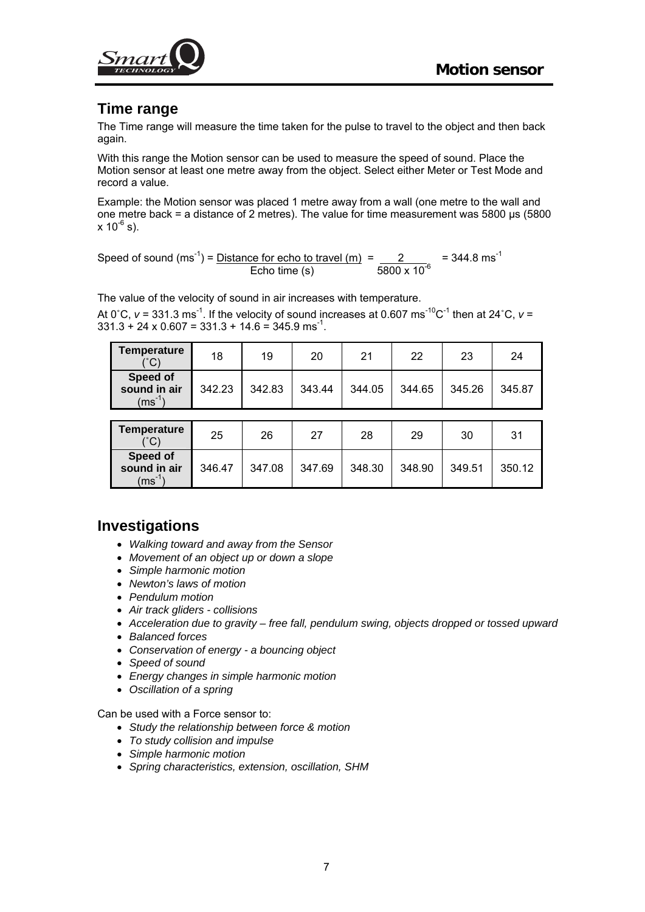## Time range

The Time range will measure the time taken for the pulse to travel to the object and then back again.

With this range the Motion sensor can be used to measure the speed of sound. Place the Motion sensor at least one metre away from the object. Select either Meter or Test Mode and record a value.

Example: the Motion sensor was placed 1 metre away from a wall (one metre to the wall and one metre back = a distance of 2 metres). The value for time measurement was 5800 μs ($5800 \times 10^{-6}$ s).

$$\text{Speed of sound } (\text{ms}^{-1}) = \frac{\text{Distance for echo to travel (m)}}{\text{Echo time (s)}} = \frac{2}{5800 \times 10^{-6}} = 344.8 \text{ ms}^{-1}$$

The value of the velocity of sound in air increases with temperature.

At 0˚C, $v$ = 331.3 $\text{ms}^{-1}$. If the velocity of sound increases at 0.607 $\text{ms}^{-10}\text{C}^{-1}$ then at 24˚C, $v$ = 331.3 + 24 x 0.607 = 331.3 + 14.6 = 345.9 $\text{ms}^{-1}$.

| Temperature (˚C) | 18 | 19 | 20 | 21 | 22 | 23 | 24 |
|---|---|---|---|---|---|---|---|
| Speed of sound in air ($\text{ms}^{-1}$) | 342.23 | 342.83 | 343.44 | 344.05 | 344.65 | 345.26 | 345.87 |

| Temperature (˚C) | 25 | 26 | 27 | 28 | 29 | 30 | 31 |
|---|---|---|---|---|---|---|---|
| Speed of sound in air ($\text{ms}^{-1}$) | 346.47 | 347.08 | 347.69 | 348.30 | 348.90 | 349.51 | 350.12 |

## Investigations

- *Walking toward and away from the Sensor*
- *Movement of an object up or down a slope*
- *Simple harmonic motion*
- *Newton's laws of motion*
- *Pendulum motion*
- *Air track gliders - collisions*
- *Acceleration due to gravity – free fall, pendulum swing, objects dropped or tossed upward*
- *Balanced forces*
- *Conservation of energy - a bouncing object*
- *Speed of sound*
- *Energy changes in simple harmonic motion*
- *Oscillation of a spring*

Can be used with a Force sensor to:

- *Study the relationship between force & motion*
- *To study collision and impulse*
- *Simple harmonic motion*
- *Spring characteristics, extension, oscillation, SHM*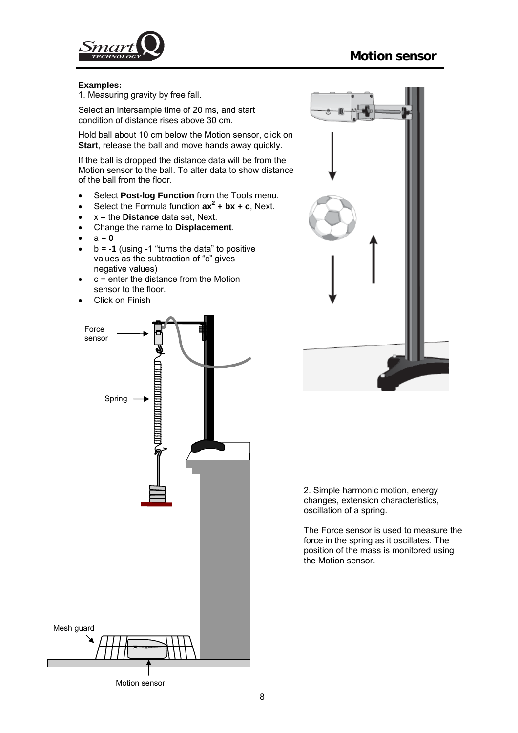**Examples:**

1. Measuring gravity by free fall.

Select an intersample time of 20 ms, and start condition of distance rises above 30 cm.

Hold ball about 10 cm below the Motion sensor, click on **Start**, release the ball and move hands away quickly.

If the ball is dropped the distance data will be from the Motion sensor to the ball. To alter data to show distance of the ball from the floor.

- Select **Post-log Function** from the Tools menu.
- Select the Formula function $ax^2 + bx + c$, Next.
- x = the **Distance** data set, Next.
- Change the name to **Displacement**.
- a = **0**
- b = **-1** (using -1 "turns the data" to positive values as the subtraction of "c" gives negative values)
- c = enter the distance from the Motion sensor to the floor.
- Click on Finish

Force sensor

Spring

Mesh guard

Motion sensor

2. Simple harmonic motion, energy changes, extension characteristics, oscillation of a spring.

The Force sensor is used to measure the force in the spring as it oscillates. The position of the mass is monitored using the Motion sensor.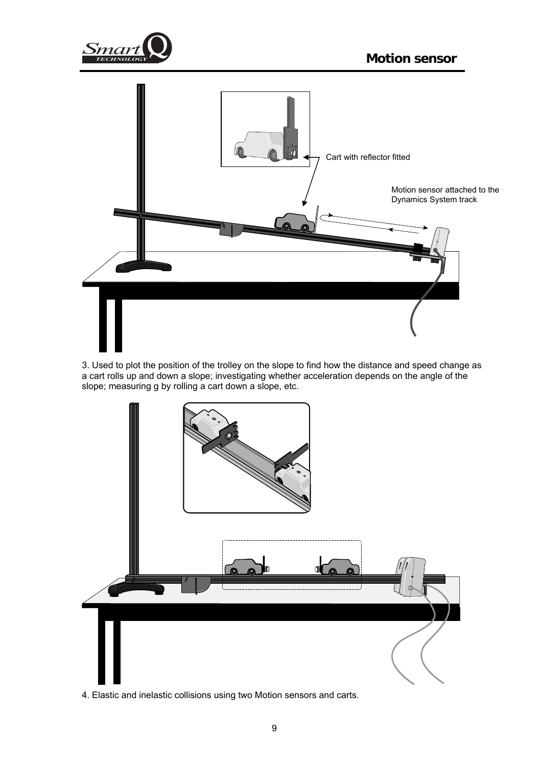Cart with reflector fitted

Motion sensor attached to the Dynamics System track

3. Used to plot the position of the trolley on the slope to find how the distance and speed change as a cart rolls up and down a slope; investigating whether acceleration depends on the angle of the slope; measuring g by rolling a cart down a slope, etc.

4. Elastic and inelastic collisions using two Motion sensors and carts.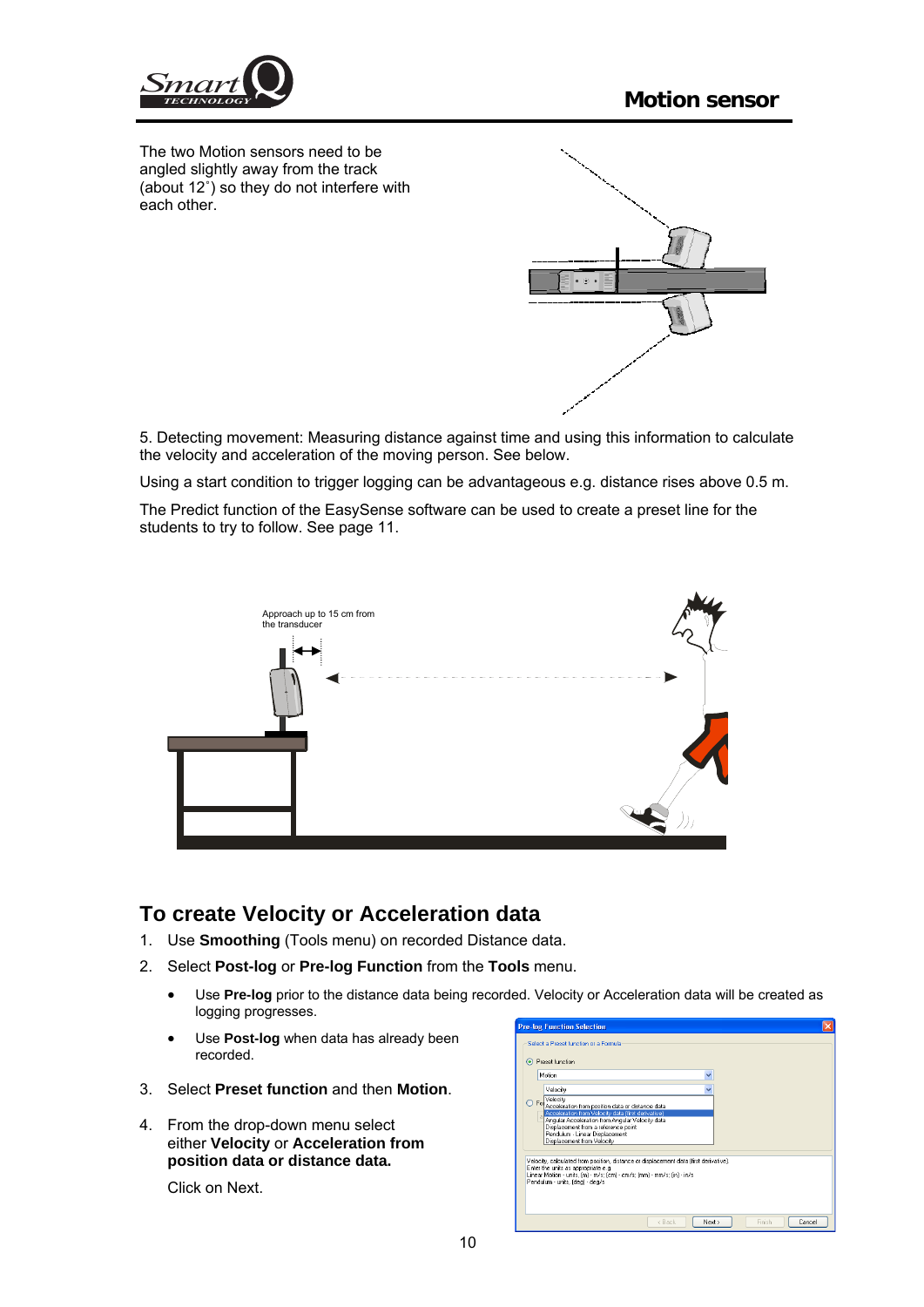The two Motion sensors need to be angled slightly away from the track (about 12˚) so they do not interfere with each other.

5. Detecting movement: Measuring distance against time and using this information to calculate the velocity and acceleration of the moving person. See below.

Using a start condition to trigger logging can be advantageous e.g. distance rises above 0.5 m.

The Predict function of the EasySense software can be used to create a preset line for the students to try to follow. See page 11.

Approach up to 15 cm from the transducer

## To create Velocity or Acceleration data

1. Use **Smoothing** (Tools menu) on recorded Distance data.
2. Select **Post-log** or **Pre-log Function** from the **Tools** menu.
   - Use **Pre-log** prior to the distance data being recorded. Velocity or Acceleration data will be created as logging progresses.
   - Use **Post-log** when data has already been recorded.
3. Select **Preset function** and then **Motion**.
4. From the drop-down menu select either **Velocity** or **Acceleration from position data or distance data.**

   Click on Next.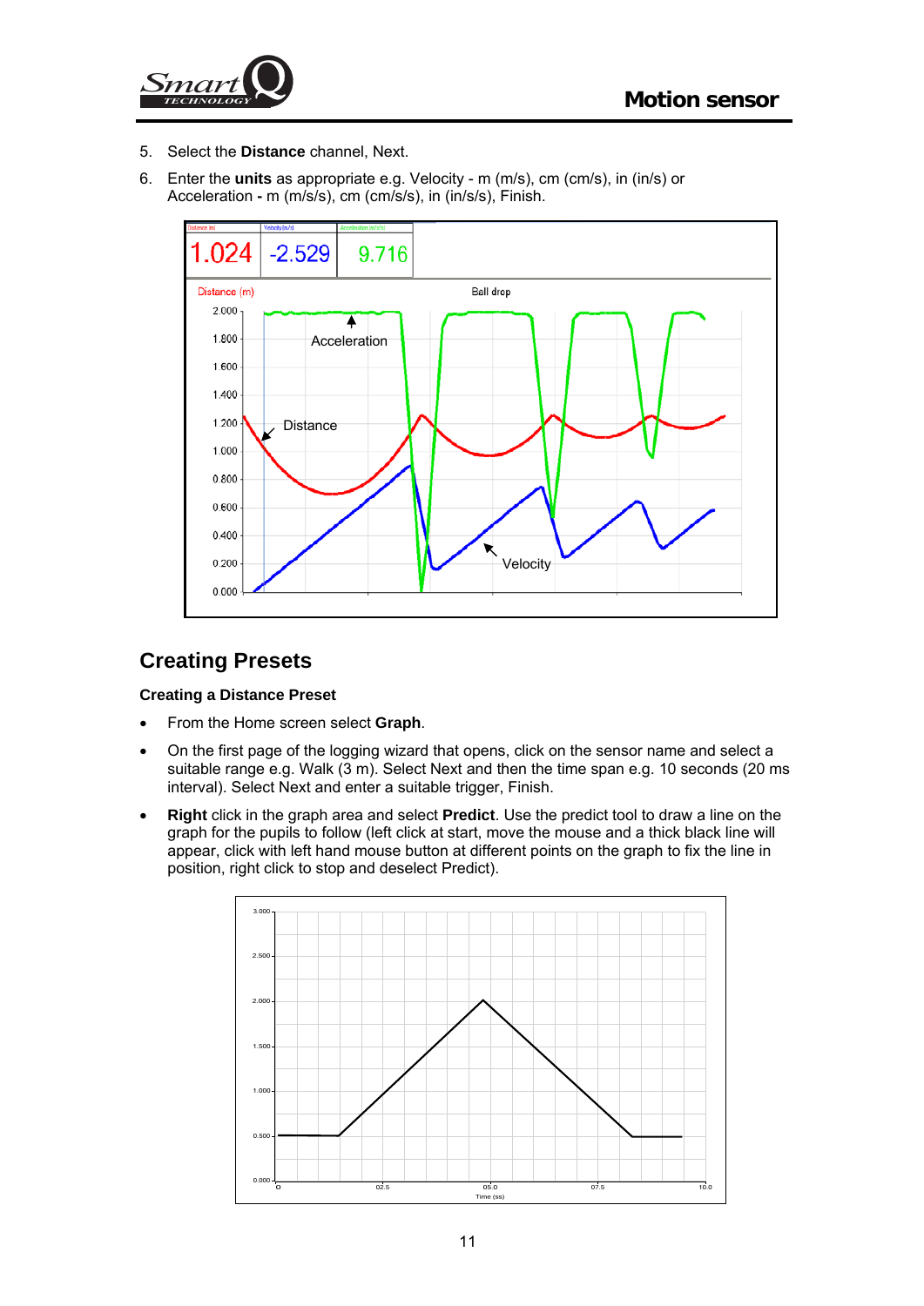5. Select the **Distance** channel, Next.
6. Enter the **units** as appropriate e.g. Velocity - m (m/s), cm (cm/s), in (in/s) or Acceleration **-** m (m/s/s), cm (cm/s/s), in (in/s/s), Finish.

## Creating Presets

### Creating a Distance Preset

- From the Home screen select **Graph**.
- On the first page of the logging wizard that opens, click on the sensor name and select a suitable range e.g. Walk (3 m). Select Next and then the time span e.g. 10 seconds (20 ms interval). Select Next and enter a suitable trigger, Finish.
- **Right** click in the graph area and select **Predict**. Use the predict tool to draw a line on the graph for the pupils to follow (left click at start, move the mouse and a thick black line will appear, click with left hand mouse button at different points on the graph to fix the line in position, right click to stop and deselect Predict).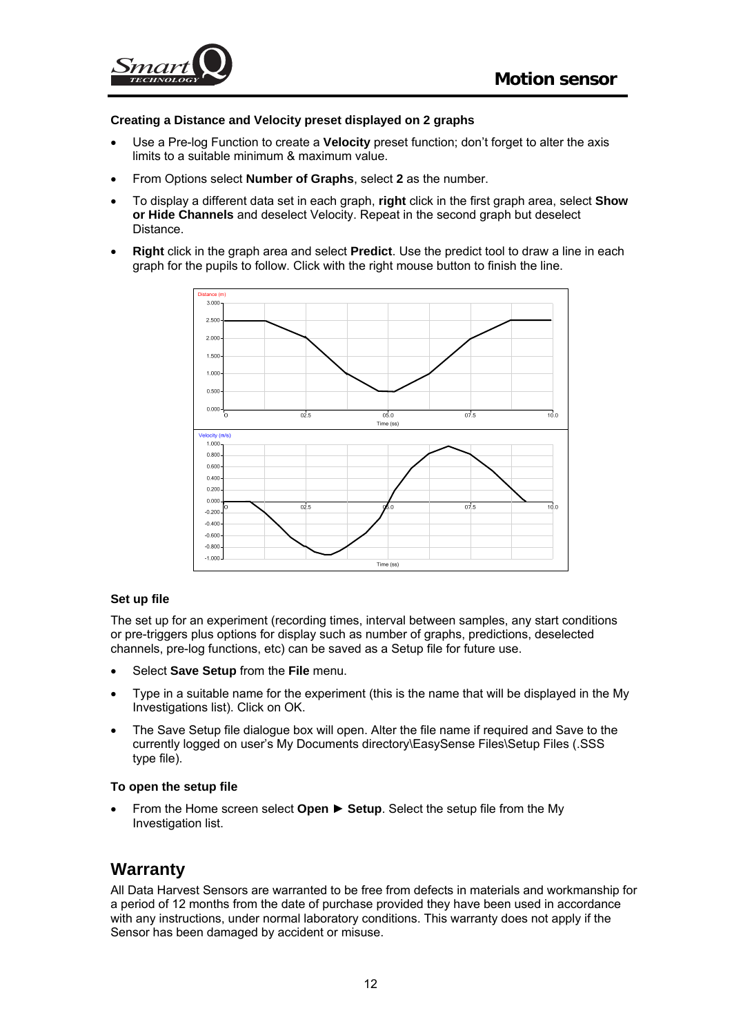### Creating a Distance and Velocity preset displayed on 2 graphs

- Use a Pre-log Function to create a **Velocity** preset function; don't forget to alter the axis limits to a suitable minimum & maximum value.
- From Options select **Number of Graphs**, select **2** as the number.
- To display a different data set in each graph, **right** click in the first graph area, select **Show or Hide Channels** and deselect Velocity. Repeat in the second graph but deselect Distance.
- **Right** click in the graph area and select **Predict**. Use the predict tool to draw a line in each graph for the pupils to follow. Click with the right mouse button to finish the line.

### Set up file

The set up for an experiment (recording times, interval between samples, any start conditions or pre-triggers plus options for display such as number of graphs, predictions, deselected channels, pre-log functions, etc) can be saved as a Setup file for future use.

- Select **Save Setup** from the **File** menu.
- Type in a suitable name for the experiment (this is the name that will be displayed in the My Investigations list). Click on OK.
- The Save Setup file dialogue box will open. Alter the file name if required and Save to the currently logged on user's My Documents directory\EasySense Files\Setup Files (.SSS type file).

### To open the setup file

- From Home screen select **Open ► Setup**. Select the setup file from the My Investigation list.

## Warranty

All Data Harvest Sensors are warranted to be free from defects in materials and workmanship for a period of 12 months from the date of purchase provided they have been used in accordance with any instructions, under normal laboratory conditions. This warranty does not apply if the Sensor has been damaged by accident or misuse.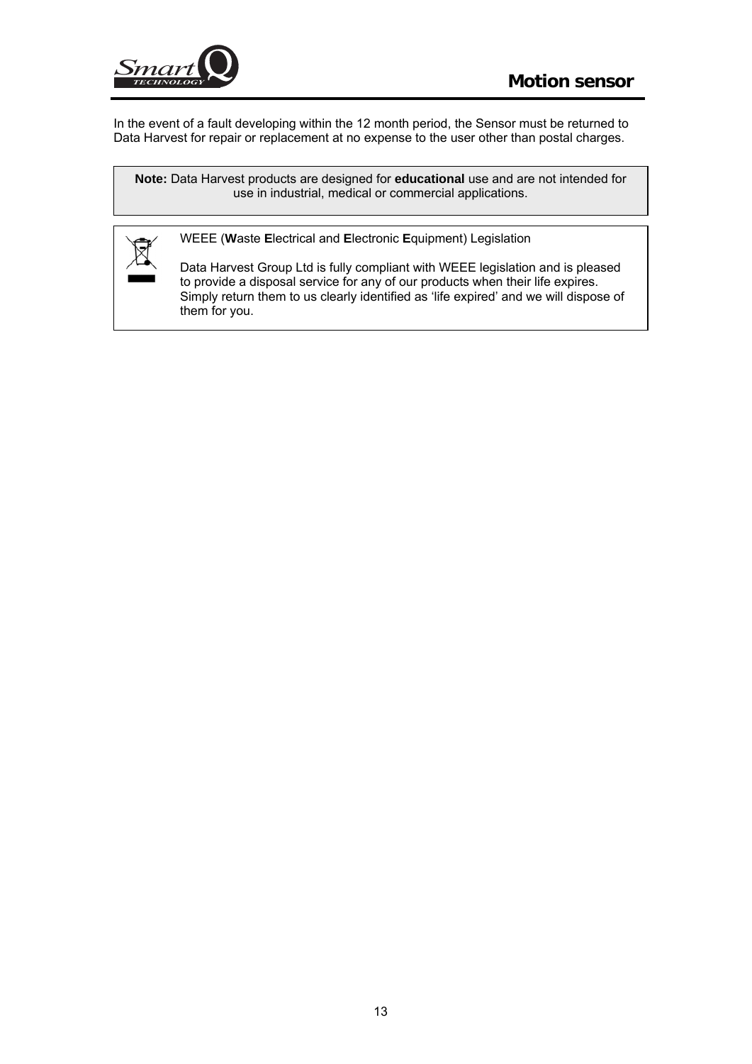In the event of a fault developing within the 12 month period, the Sensor must be returned to Data Harvest for repair or replacement at no expense to the user other than postal charges.

**Note:** Data Harvest products are designed for **educational** use and are not intended for use in industrial, medical or commercial applications.

WEEE (**W**aste **E**lectrical and **E**lectronic **E**quipment) Legislation

Data Harvest Group Ltd is fully compliant with WEEE legislation and is pleased to provide a disposal service for any of our products when their life expires. Simply return them to us clearly identified as 'life expired' and we will dispose of them for you.